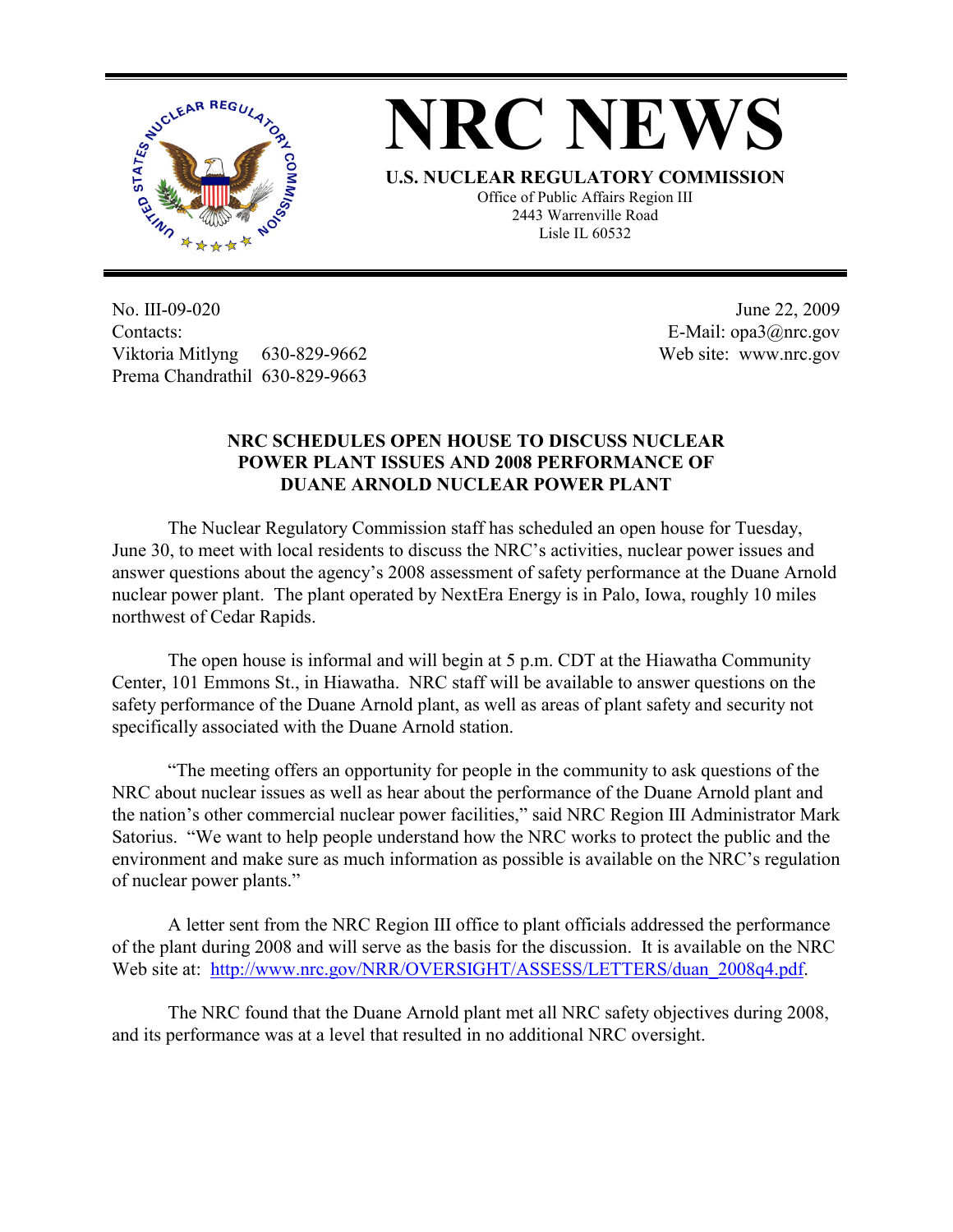# NRC NEWS

**U.S. NUCLEAR REGULATORY COMMISSION**

Office of Public Affairs Region III
2443 Warrenville Road
Lisle IL 60532

No. III-09-020
Contacts:
Viktoria Mitlyng 630-829-9662
Prema Chandrathil 630-829-9663

June 22, 2009
E-Mail: opa3@nrc.gov
Web site: www.nrc.gov

**NRC SCHEDULES OPEN HOUSE TO DISCUSS NUCLEAR POWER PLANT ISSUES AND 2008 PERFORMANCE OF DUANE ARNOLD NUCLEAR POWER PLANT**

The Nuclear Regulatory Commission staff has scheduled an open house for Tuesday, June 30, to meet with local residents to discuss the NRC's activities, nuclear power issues and answer questions about the agency's 2008 assessment of safety performance at the Duane Arnold nuclear power plant. The plant operated by NextEra Energy is in Palo, Iowa, roughly 10 miles northwest of Cedar Rapids.

The open house is informal and will begin at 5 p.m. CDT at the Hiawatha Community Center, 101 Emmons St., in Hiawatha. NRC staff will be available to answer questions on the safety performance of the Duane Arnold plant, as well as areas of plant safety and security not specifically associated with the Duane Arnold station.

"The meeting offers an opportunity for people in the community to ask questions of the NRC about nuclear issues as well as hear about the performance of the Duane Arnold plant and the nation's other commercial nuclear power facilities," said NRC Region III Administrator Mark Satorius. "We want to help people understand how the NRC works to protect the public and the environment and make sure as much information as possible is available on the NRC's regulation of nuclear power plants."

A letter sent from the NRC Region III office to plant officials addressed the performance of the plant during 2008 and will serve as the basis for the discussion. It is available on the NRC Web site at: http://www.nrc.gov/NRR/OVERSIGHT/ASSESS/LETTERS/duan_2008q4.pdf.

The NRC found that the Duane Arnold plant met all NRC safety objectives during 2008, and its performance was at a level that resulted in no additional NRC oversight.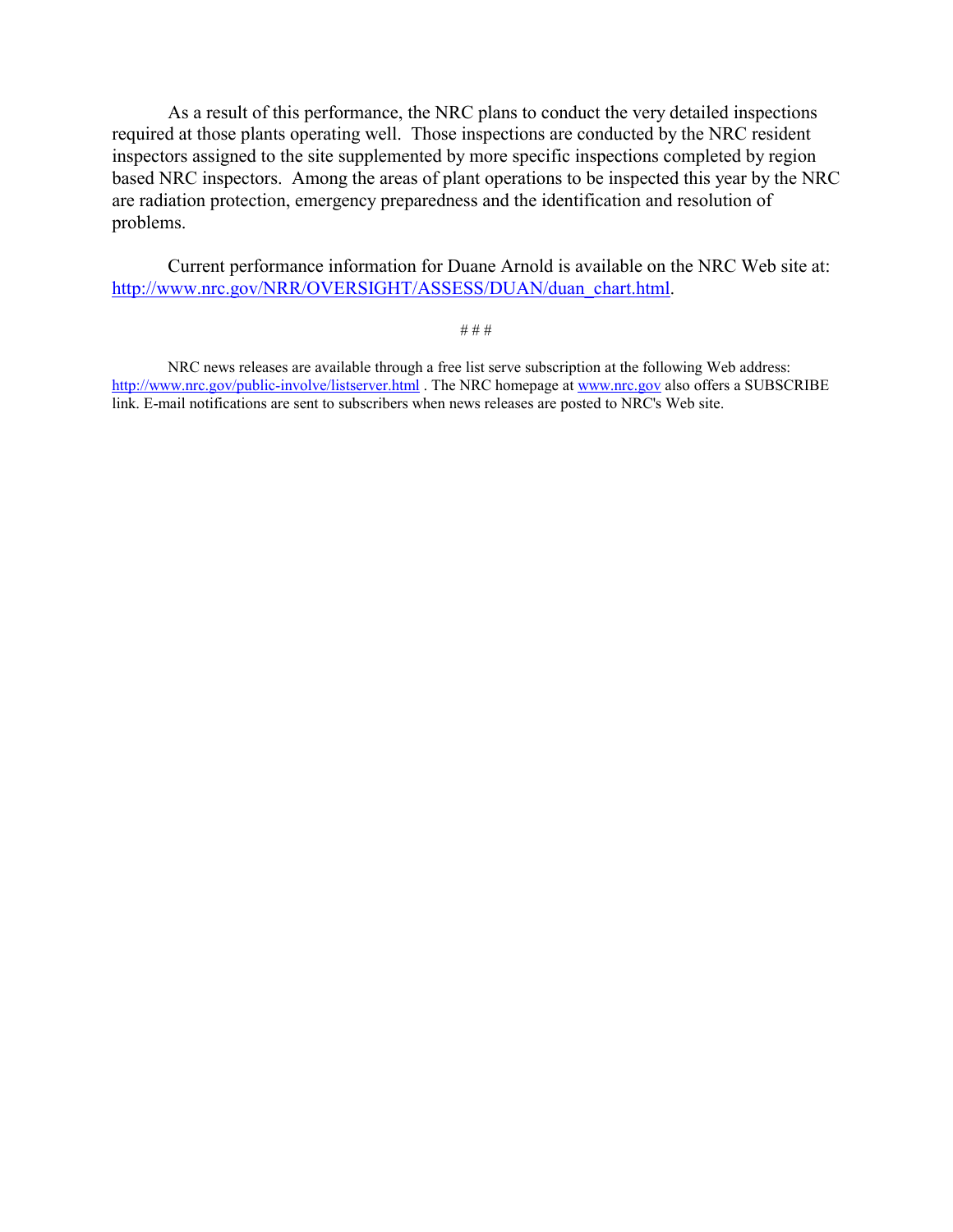As a result of this performance, the NRC plans to conduct the very detailed inspections required at those plants operating well. Those inspections are conducted by the NRC resident inspectors assigned to the site supplemented by more specific inspections completed by region based NRC inspectors. Among the areas of plant operations to be inspected this year by the NRC are radiation protection, emergency preparedness and the identification and resolution of problems.

Current performance information for Duane Arnold is available on the NRC Web site at: [http://www.nrc.gov/NRR/OVERSIGHT/ASSESS/DUAN/duan_chart.html](http://www.nrc.gov/NRR/OVERSIGHT/ASSESS/DUAN/duan_chart.html).

# # #

NRC news releases are available through a free list serve subscription at the following Web address: [http://www.nrc.gov/public-involve/listserver.html](http://www.nrc.gov/public-involve/listserver.html) . The NRC homepage at [www.nrc.gov](http://www.nrc.gov) also offers a SUBSCRIBE link. E-mail notifications are sent to subscribers when news releases are posted to NRC's Web site.